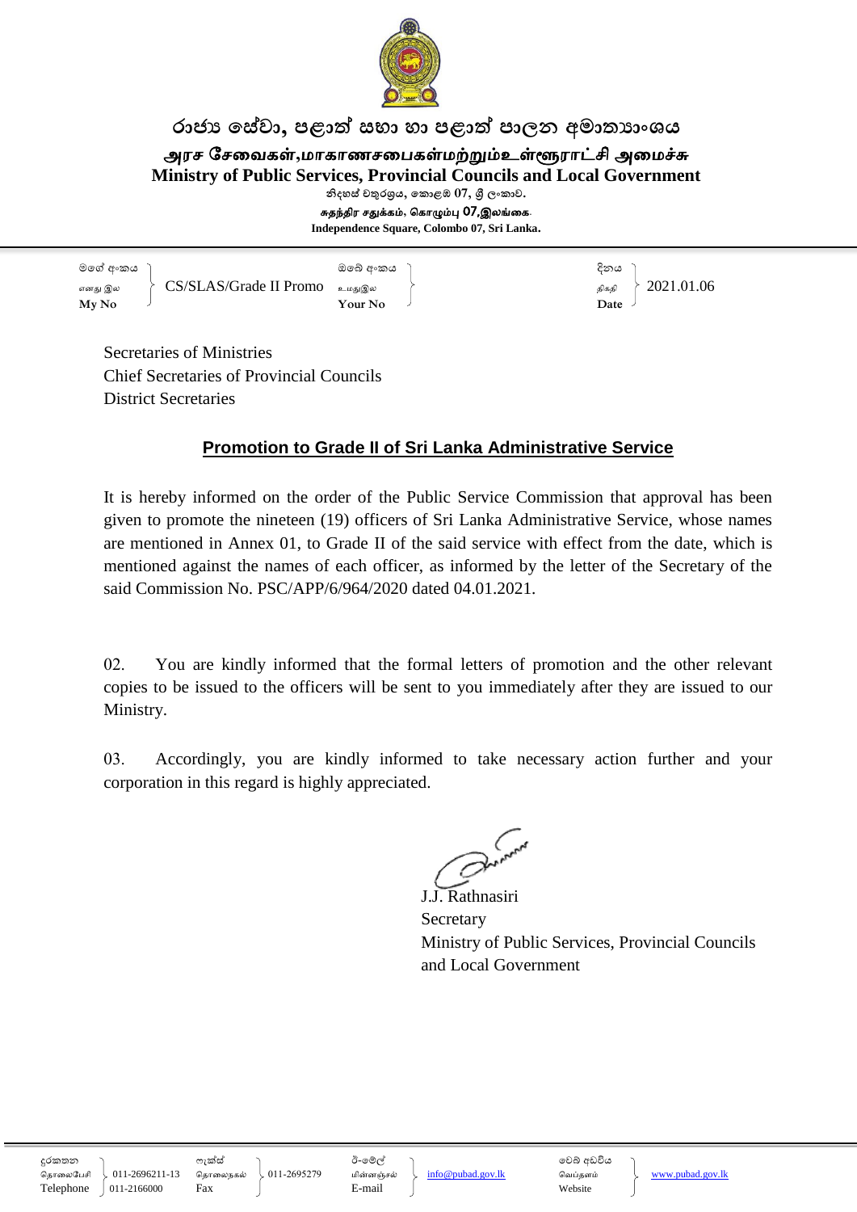රාජ්‍ය සේවා, පළාත් සභා හා පළාත් පාලන අමාත්‍යාංශය

அரச சேவைகள்,மாகாணசபைகள்மற்றும்உள்ளூராட்சி அமைச்சு

**Ministry of Public Services, Provincial Councils and Local Government**

නිදහස් චතුරශ්‍රය, කොළඹ 07, ශ්‍රී ලංකාව.

சுதந்திர சதுக்கம், கொழும்பு 07,இலங்கை.

Independence Square, Colombo 07, Sri Lanka.

| මගේ අංකය / எனது இல / My No | CS/SLAS/Grade II Promo | ඔබේ අංකය / உமதுஇல / Your No | | දිනය / திகதி / Date | 2021.01.06 |
|---|---|---|---|---|---|

Secretaries of Ministries
Chief Secretaries of Provincial Councils
District Secretaries

## Promotion to Grade II of Sri Lanka Administrative Service

It is hereby informed on the order of the Public Service Commission that approval has been given to promote the nineteen (19) officers of Sri Lanka Administrative Service, whose names are mentioned in Annex 01, to Grade II of the said service with effect from the date, which is mentioned against the names of each officer, as informed by the letter of the Secretary of the said Commission No. PSC/APP/6/964/2020 dated 04.01.2021.

02. You are kindly informed that the formal letters of promotion and the other relevant copies to be issued to the officers will be sent to you immediately after they are issued to our Ministry.

03. Accordingly, you are kindly informed to take necessary action further and your corporation in this regard is highly appreciated.

J.J. Rathnasiri
Secretary
Ministry of Public Services, Provincial Councils and Local Government

| දුරකතන / தொலைபேசி / Telephone | 011-2696211-13 / 011-2166000 | ෆැක්ස් / தொலைநகல் / Fax | 011-2695279 | ඊ-මේල් / மின்னஞ்சல் / E-mail | info@pubad.gov.lk | වෙබ් අඩවිය / வெப்தளம் / Website | www.pubad.gov.lk |
|---|---|---|---|---|---|---|---|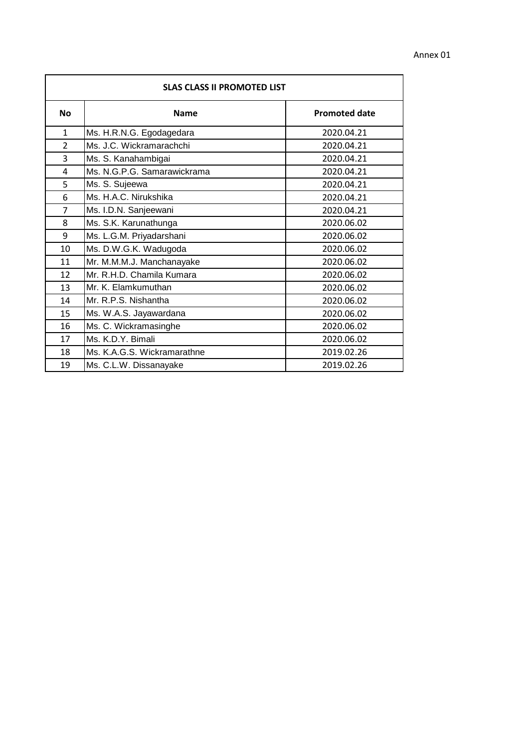Annex 01

| SLAS CLASS II PROMOTED LIST | | |
|---|---|---|
| **No** | **Name** | **Promoted date** |
| 1 | Ms. H.R.N.G. Egodagedara | 2020.04.21 |
| 2 | Ms. J.C. Wickramarachchi | 2020.04.21 |
| 3 | Ms. S. Kanahambigai | 2020.04.21 |
| 4 | Ms. N.G.P.G. Samarawickrama | 2020.04.21 |
| 5 | Ms. S. Sujeewa | 2020.04.21 |
| 6 | Ms. H.A.C. Nirukshika | 2020.04.21 |
| 7 | Ms. I.D.N. Sanjeewani | 2020.04.21 |
| 8 | Ms. S.K. Karunathunga | 2020.06.02 |
| 9 | Ms. L.G.M. Priyadarshani | 2020.06.02 |
| 10 | Ms. D.W.G.K. Wadugoda | 2020.06.02 |
| 11 | Mr. M.M.M.J. Manchanayake | 2020.06.02 |
| 12 | Mr. R.H.D. Chamila Kumara | 2020.06.02 |
| 13 | Mr. K. Elamkumuthan | 2020.06.02 |
| 14 | Mr. R.P.S. Nishantha | 2020.06.02 |
| 15 | Ms. W.A.S. Jayawardana | 2020.06.02 |
| 16 | Ms. C. Wickramasinghe | 2020.06.02 |
| 17 | Ms. K.D.Y. Bimali | 2020.06.02 |
| 18 | Ms. K.A.G.S. Wickramarathne | 2019.02.26 |
| 19 | Ms. C.L.W. Dissanayake | 2019.02.26 |